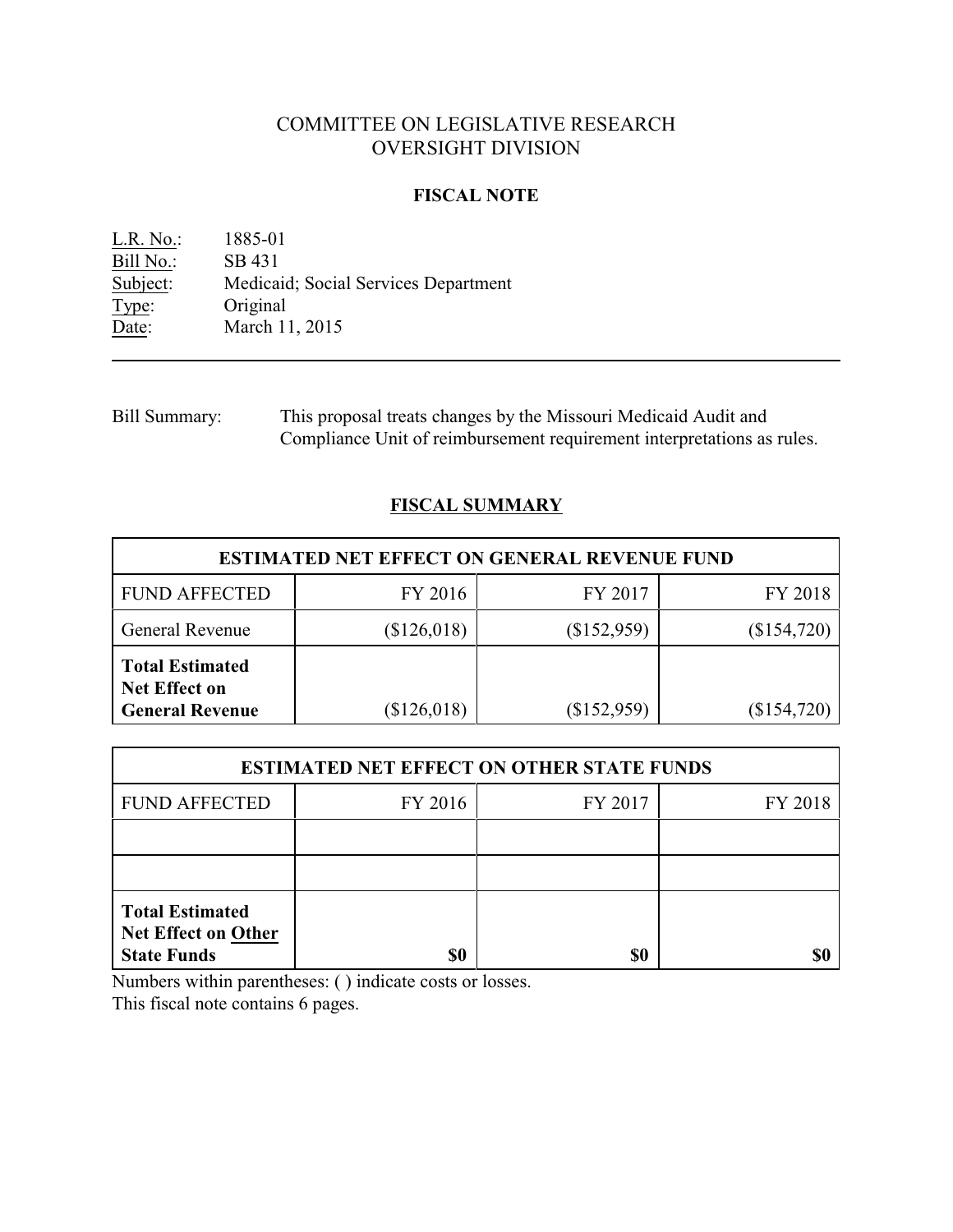# COMMITTEE ON LEGISLATIVE RESEARCH
# OVERSIGHT DIVISION

## FISCAL NOTE

L.R. No.: 1885-01
Bill No.: SB 431
Subject: Medicaid; Social Services Department
Type: Original
Date: March 11, 2015

---

Bill Summary: This proposal treats changes by the Missouri Medicaid Audit and Compliance Unit of reimbursement requirement interpretations as rules.

## FISCAL SUMMARY

| ESTIMATED NET EFFECT ON GENERAL REVENUE FUND | | | |
|---|---|---|---|
| FUND AFFECTED | FY 2016 | FY 2017 | FY 2018 |
| General Revenue | ($126,018) | ($152,959) | ($154,720) |
| **Total Estimated Net Effect on General Revenue** | ($126,018) | ($152,959) | ($154,720) |

| ESTIMATED NET EFFECT ON OTHER STATE FUNDS | | | |
|---|---|---|---|
| FUND AFFECTED | FY 2016 | FY 2017 | FY 2018 |
| | | | |
| | | | |
| **Total Estimated Net Effect on Other State Funds** | **$0** | **$0** | **$0** |

Numbers within parentheses: ( ) indicate costs or losses.
This fiscal note contains 6 pages.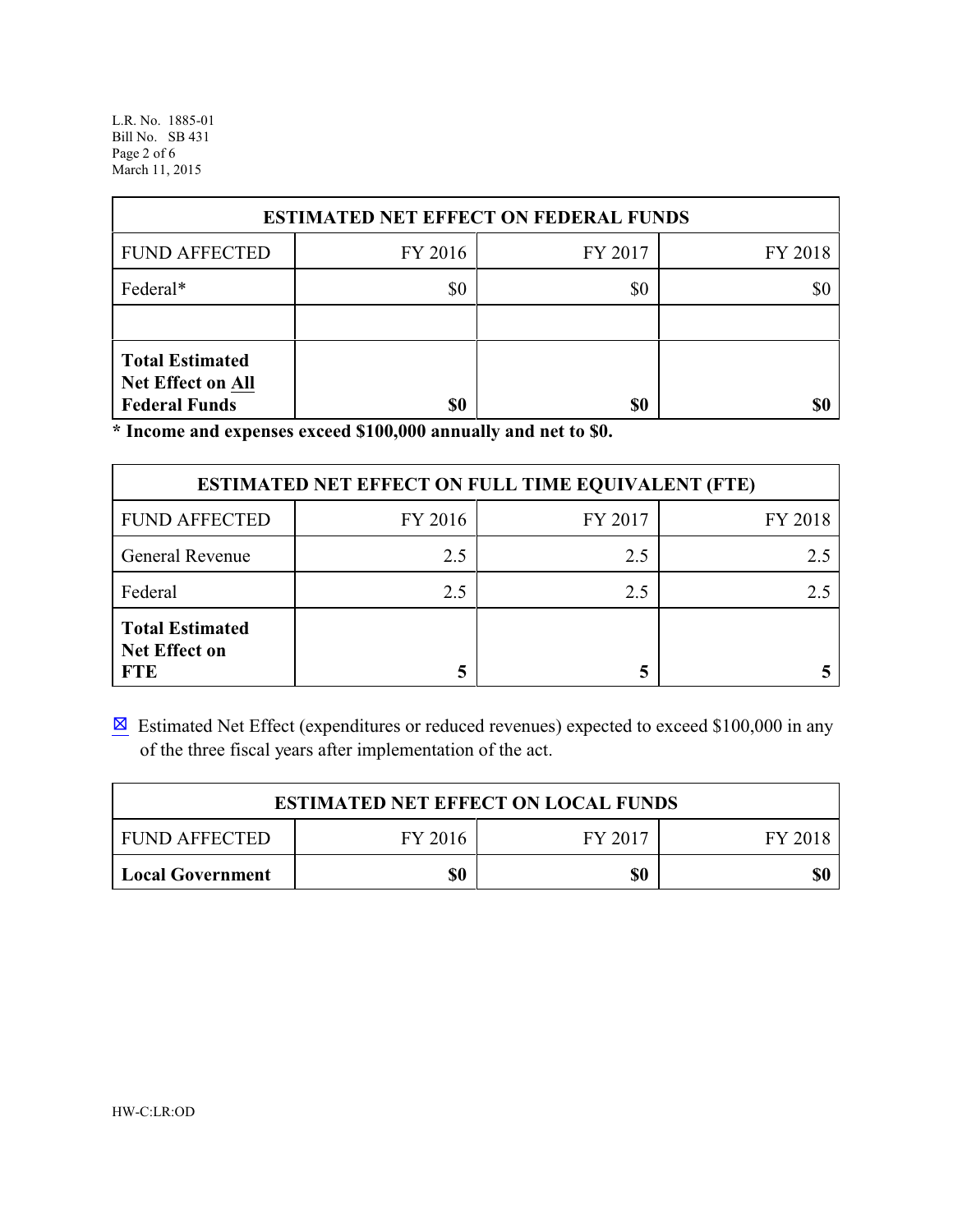| ESTIMATED NET EFFECT ON FEDERAL FUNDS | | | |
|---|---|---|---|
| FUND AFFECTED | FY 2016 | FY 2017 | FY 2018 |
| Federal* | $0 | $0 | $0 |
| | | | |
| **Total Estimated Net Effect on All Federal Funds** | **$0** | **$0** | **$0** |

**\* Income and expenses exceed $100,000 annually and net to $0.**

| ESTIMATED NET EFFECT ON FULL TIME EQUIVALENT (FTE) | | | |
|---|---|---|---|
| FUND AFFECTED | FY 2016 | FY 2017 | FY 2018 |
| General Revenue | 2.5 | 2.5 | 2.5 |
| Federal | 2.5 | 2.5 | 2.5 |
| **Total Estimated Net Effect on FTE** | **5** | **5** | **5** |

☒ Estimated Net Effect (expenditures or reduced revenues) expected to exceed $100,000 in any of the three fiscal years after implementation of the act.

| ESTIMATED NET EFFECT ON LOCAL FUNDS | | | |
|---|---|---|---|
| FUND AFFECTED | FY 2016 | FY 2017 | FY 2018 |
| **Local Government** | **$0** | **$0** | **$0** |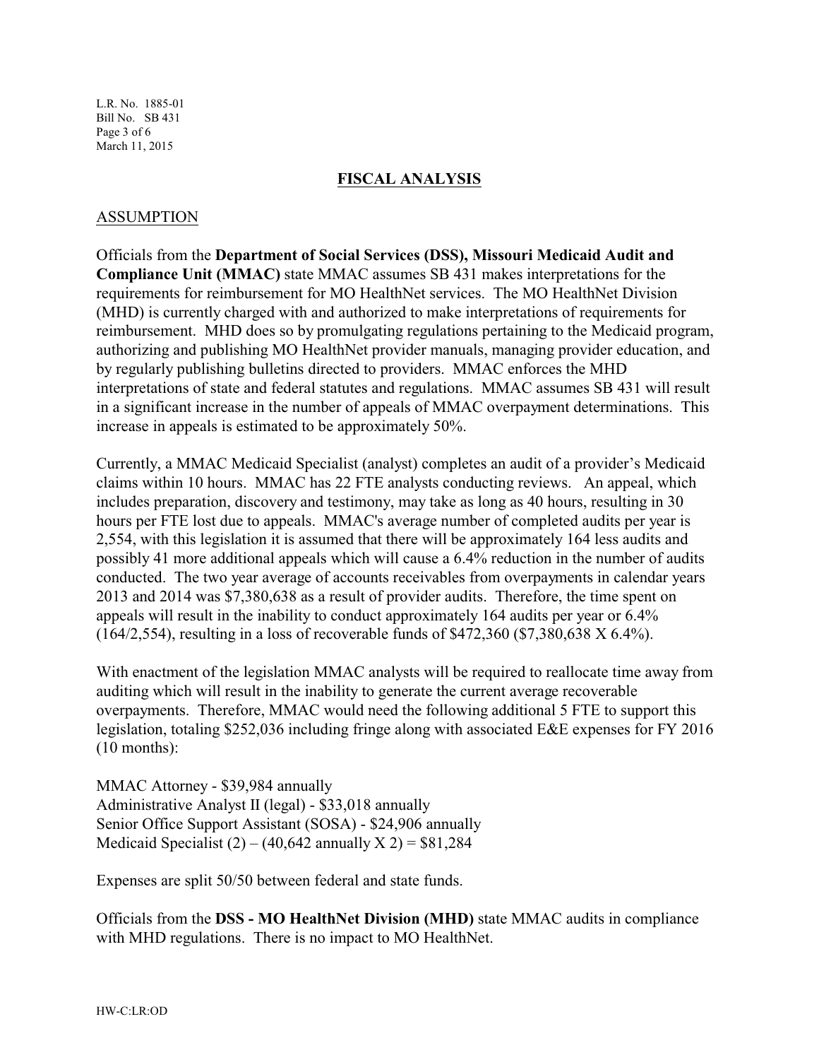## FISCAL ANALYSIS

### ASSUMPTION

Officials from the **Department of Social Services (DSS), Missouri Medicaid Audit and Compliance Unit (MMAC)** state MMAC assumes SB 431 makes interpretations for the requirements for reimbursement for MO HealthNet services. The MO HealthNet Division (MHD) is currently charged with and authorized to make interpretations of requirements for reimbursement. MHD does so by promulgating regulations pertaining to the Medicaid program, authorizing and publishing MO HealthNet provider manuals, managing provider education, and by regularly publishing bulletins directed to providers. MMAC enforces the MHD interpretations of state and federal statutes and regulations. MMAC assumes SB 431 will result in a significant increase in the number of appeals of MMAC overpayment determinations. This increase in appeals is estimated to be approximately 50%.

Currently, a MMAC Medicaid Specialist (analyst) completes an audit of a provider's Medicaid claims within 10 hours. MMAC has 22 FTE analysts conducting reviews. An appeal, which includes preparation, discovery and testimony, may take as long as 40 hours, resulting in 30 hours per FTE lost due to appeals. MMAC's average number of completed audits per year is 2,554, with this legislation it is assumed that there will be approximately 164 less audits and possibly 41 more additional appeals which will cause a 6.4% reduction in the number of audits conducted. The two year average of accounts receivables from overpayments in calendar years 2013 and 2014 was $7,380,638 as a result of provider audits. Therefore, the time spent on appeals will result in the inability to conduct approximately 164 audits per year or 6.4% (164/2,554), resulting in a loss of recoverable funds of $472,360 ($7,380,638 X 6.4%).

With enactment of the legislation MMAC analysts will be required to reallocate time away from auditing which will result in the inability to generate the current average recoverable overpayments. Therefore, MMAC would need the following additional 5 FTE to support this legislation, totaling $252,036 including fringe along with associated E&E expenses for FY 2016 (10 months):

MMAC Attorney - $39,984 annually
Administrative Analyst II (legal) - $33,018 annually
Senior Office Support Assistant (SOSA) - $24,906 annually
Medicaid Specialist (2) – (40,642 annually X 2) = $81,284

Expenses are split 50/50 between federal and state funds.

Officials from the **DSS - MO HealthNet Division (MHD)** state MMAC audits in compliance with MHD regulations. There is no impact to MO HealthNet.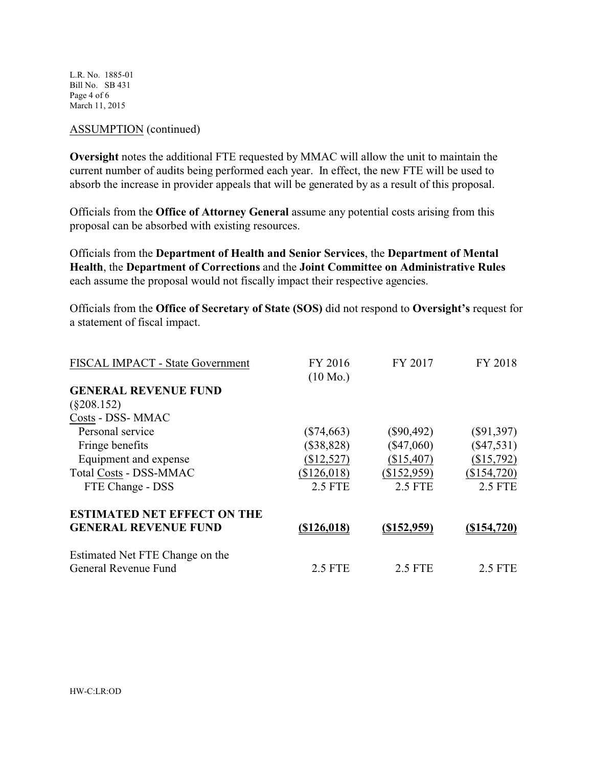ASSUMPTION (continued)

**Oversight** notes the additional FTE requested by MMAC will allow the unit to maintain the current number of audits being performed each year. In effect, the new FTE will be used to absorb the increase in provider appeals that will be generated by as a result of this proposal.

Officials from the **Office of Attorney General** assume any potential costs arising from this proposal can be absorbed with existing resources.

Officials from the **Department of Health and Senior Services**, the **Department of Mental Health**, the **Department of Corrections** and the **Joint Committee on Administrative Rules** each assume the proposal would not fiscally impact their respective agencies.

Officials from the **Office of Secretary of State (SOS)** did not respond to **Oversight's** request for a statement of fiscal impact.

| FISCAL IMPACT - State Government | FY 2016 (10 Mo.) | FY 2017 | FY 2018 |
|---|---|---|---|
| **GENERAL REVENUE FUND** | | | |
| (§208.152) | | | |
| Costs - DSS- MMAC | | | |
| Personal service | ($74,663) | ($90,492) | ($91,397) |
| Fringe benefits | ($38,828) | ($47,060) | ($47,531) |
| Equipment and expense | ($12,527) | ($15,407) | ($15,792) |
| Total Costs - DSS-MMAC | ($126,018) | ($152,959) | ($154,720) |
| FTE Change - DSS | 2.5 FTE | 2.5 FTE | 2.5 FTE |
| **ESTIMATED NET EFFECT ON THE GENERAL REVENUE FUND** | **($126,018)** | **($152,959)** | **($154,720)** |
| Estimated Net FTE Change on the General Revenue Fund | 2.5 FTE | 2.5 FTE | 2.5 FTE |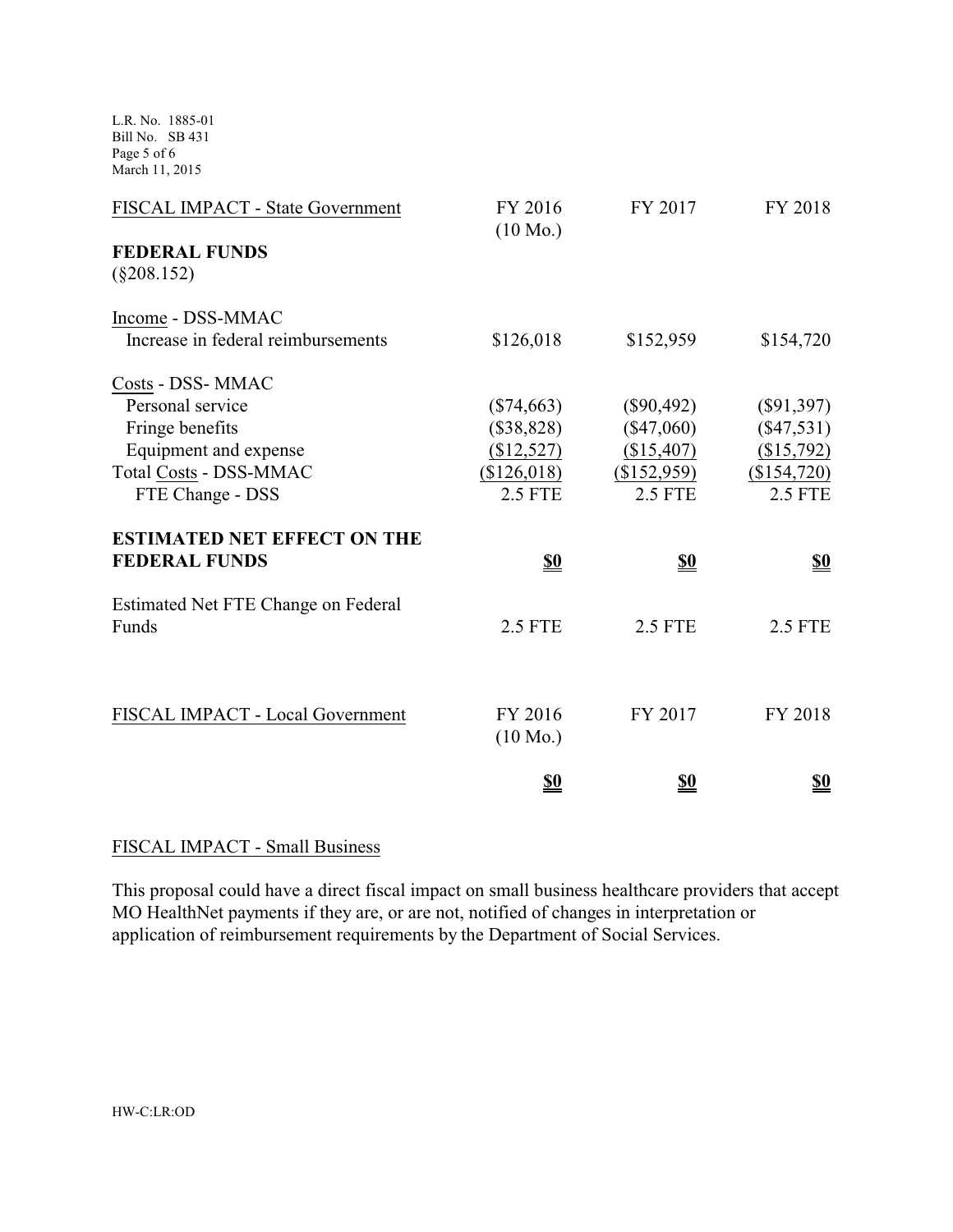| FISCAL IMPACT - State Government | FY 2016 (10 Mo.) | FY 2017 | FY 2018 |
|---|---|---|---|
| **FEDERAL FUNDS** (§208.152) | | | |
| Income - DSS-MMAC | | | |
| Increase in federal reimbursements | $126,018 | $152,959 | $154,720 |
| Costs - DSS- MMAC | | | |
| Personal service | ($74,663) | ($90,492) | ($91,397) |
| Fringe benefits | ($38,828) | ($47,060) | ($47,531) |
| Equipment and expense | ($12,527) | ($15,407) | ($15,792) |
| Total Costs - DSS-MMAC | ($126,018) | ($152,959) | ($154,720) |
| FTE Change - DSS | 2.5 FTE | 2.5 FTE | 2.5 FTE |
| **ESTIMATED NET EFFECT ON THE FEDERAL FUNDS** | **$0** | **$0** | **$0** |
| Estimated Net FTE Change on Federal Funds | 2.5 FTE | 2.5 FTE | 2.5 FTE |

| FISCAL IMPACT - Local Government | FY 2016 (10 Mo.) | FY 2017 | FY 2018 |
|---|---|---|---|
| | **$0** | **$0** | **$0** |

FISCAL IMPACT - Small Business

This proposal could have a direct fiscal impact on small business healthcare providers that accept MO HealthNet payments if they are, or are not, notified of changes in interpretation or application of reimbursement requirements by the Department of Social Services.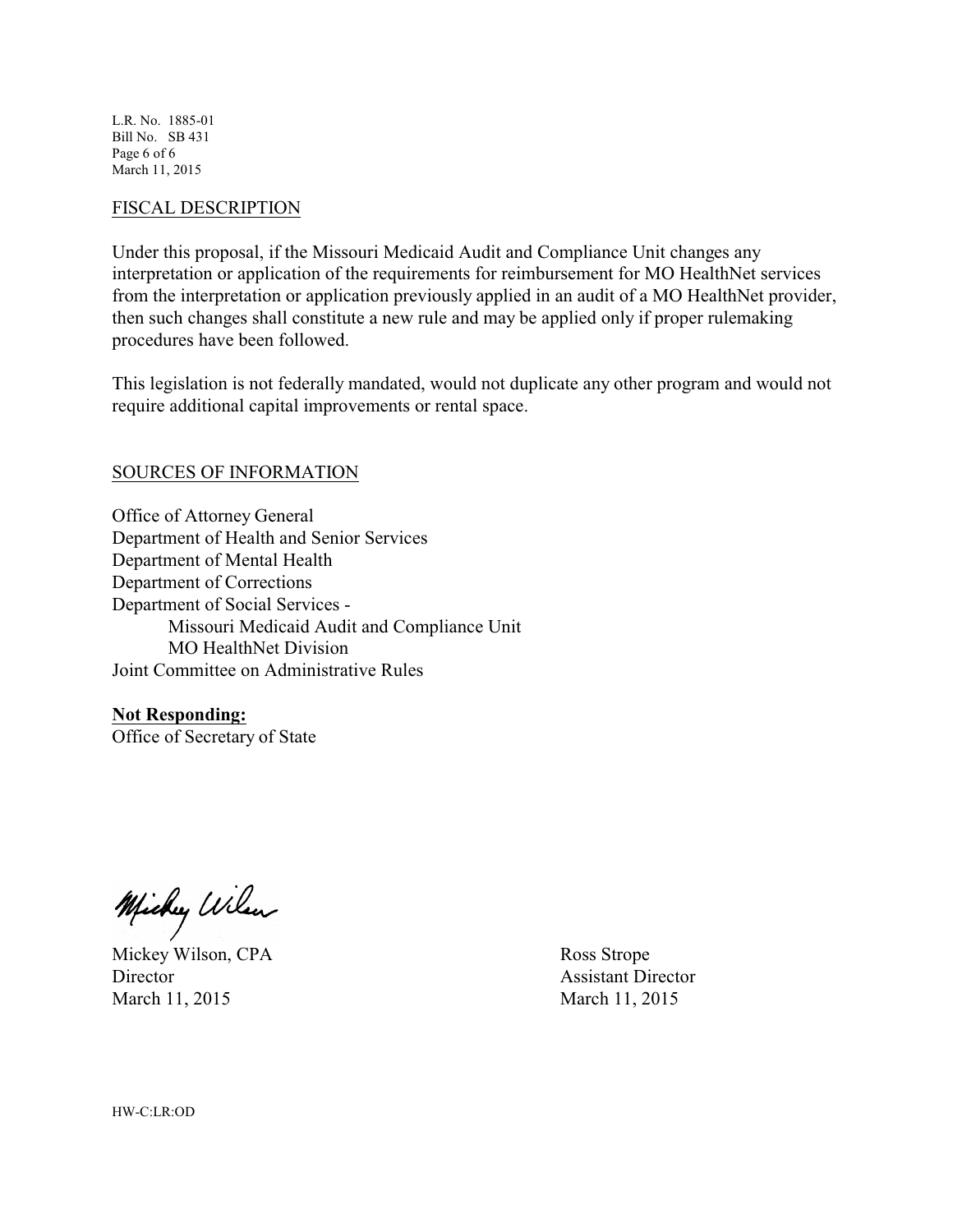## FISCAL DESCRIPTION

Under this proposal, if the Missouri Medicaid Audit and Compliance Unit changes any interpretation or application of the requirements for reimbursement for MO HealthNet services from the interpretation or application previously applied in an audit of a MO HealthNet provider, then such changes shall constitute a new rule and may be applied only if proper rulemaking procedures have been followed.

This legislation is not federally mandated, would not duplicate any other program and would not require additional capital improvements or rental space.

## SOURCES OF INFORMATION

Office of Attorney General
Department of Health and Senior Services
Department of Mental Health
Department of Corrections
Department of Social Services -
    Missouri Medicaid Audit and Compliance Unit
    MO HealthNet Division
Joint Committee on Administrative Rules

**Not Responding:**
Office of Secretary of State

Mickey Wilson, CPA
Director
March 11, 2015

Ross Strope
Assistant Director
March 11, 2015

HW-C:LR:OD